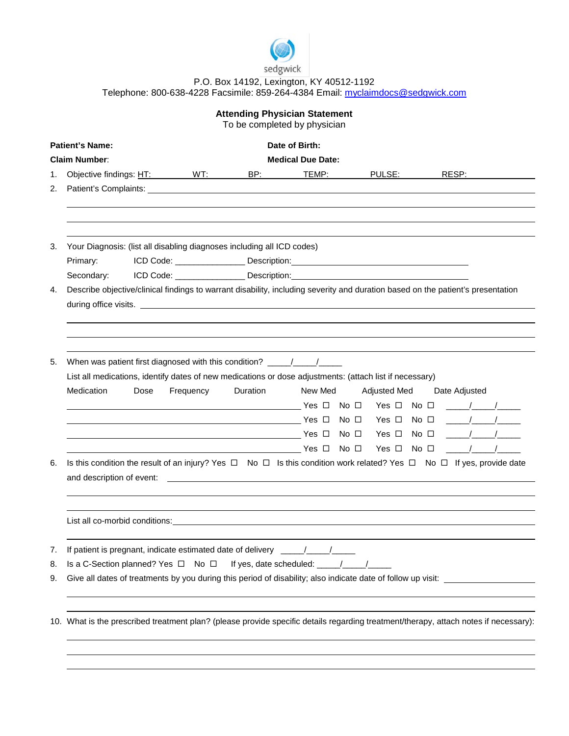sedgwick

P.O. Box 14192, Lexington, KY 40512-1192
Telephone: 800-638-4228 Facsimile: 859-264-4384 Email: myclaimdocs@sedgwick.com

**Attending Physician Statement**
To be completed by physician

**Patient's Name:** **Date of Birth:**

**Claim Number**: **Medical Due Date:**

1. Objective findings: HT: WT: BP: TEMP: PULSE: RESP:
2. Patient's Complaints: ______________________________________________

______________________________________________

______________________________________________

______________________________________________

3. Your Diagnosis: (list all disabling diagnoses including all ICD codes)
   Primary: ICD Code: _______________ Description:_______________________________
   Secondary: ICD Code: _______________ Description:_______________________________
4. Describe objective/clinical findings to warrant disability, including severity and duration based on the patient's presentation during office visits. ______________________________________________

______________________________________________

______________________________________________

______________________________________________

5. When was patient first diagnosed with this condition? _____/_____/_____
   List all medications, identify dates of new medications or dose adjustments: (attach list if necessary)

| Medication | Dose | Frequency | Duration | New Med | Adjusted Med | Date Adjusted |
|---|---|---|---|---|---|---|
| | | | | Yes ☐ No ☐ | Yes ☐ No ☐ | _____/_____/_____ |
| | | | | Yes ☐ No ☐ | Yes ☐ No ☐ | _____/_____/_____ |
| | | | | Yes ☐ No ☐ | Yes ☐ No ☐ | _____/_____/_____ |
| | | | | Yes ☐ No ☐ | Yes ☐ No ☐ | _____/_____/_____ |

6. Is this condition the result of an injury? Yes ☐ No ☐ Is this condition work related? Yes ☐ No ☐ If yes, provide date and description of event: ______________________________________________

______________________________________________

______________________________________________

   List all co-morbid conditions:______________________________________________

______________________________________________

7. If patient is pregnant, indicate estimated date of delivery _____/_____/_____
8. Is a C-Section planned? Yes ☐ No ☐ If yes, date scheduled: _____/_____/_____
9. Give all dates of treatments by you during this period of disability; also indicate date of follow up visit: ____________________

______________________________________________

______________________________________________

10. What is the prescribed treatment plan? (please provide specific details regarding treatment/therapy, attach notes if necessary):

______________________________________________

______________________________________________

______________________________________________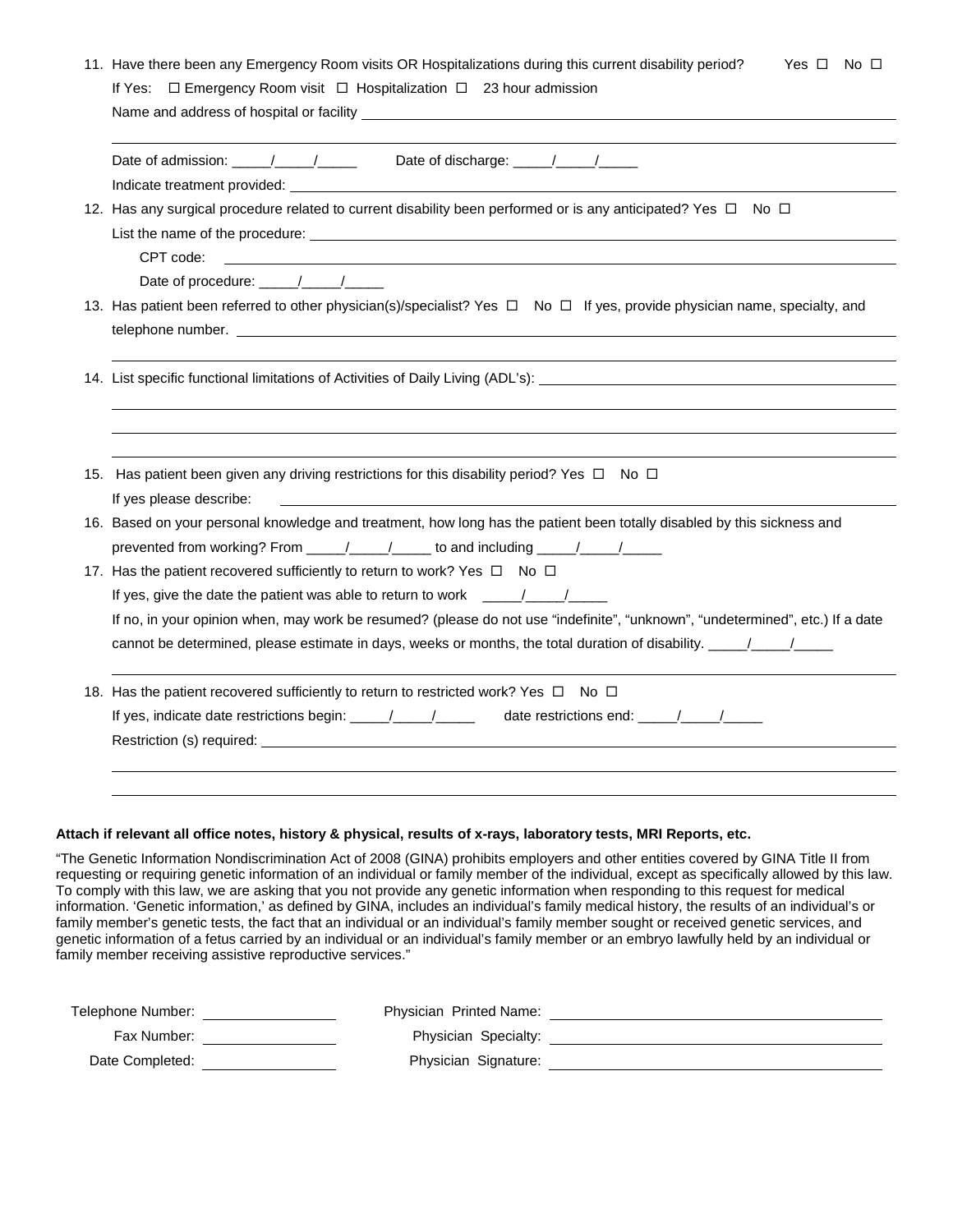11. Have there been any Emergency Room visits OR Hospitalizations during this current disability period? Yes ☐ No ☐

    If Yes: ☐ Emergency Room visit ☐ Hospitalization ☐ 23 hour admission

    Name and address of hospital or facility ______________________________________________

    ______________________________________________

    Date of admission: _____/_____/_____ Date of discharge: _____/_____/_____

    Indicate treatment provided: ______________________________________________

12. Has any surgical procedure related to current disability been performed or is any anticipated? Yes ☐ No ☐

    List the name of the procedure: ______________________________________________

    CPT code: ______________________________________________

    Date of procedure: _____/_____/_____

13. Has patient been referred to other physician(s)/specialist? Yes ☐ No ☐ If yes, provide physician name, specialty, and telephone number. ______________________________________________

    ______________________________________________

14. List specific functional limitations of Activities of Daily Living (ADL's): ______________________________________________

    ______________________________________________

    ______________________________________________

    ______________________________________________

15. Has patient been given any driving restrictions for this disability period? Yes ☐ No ☐

    If yes please describe: ______________________________________________

16. Based on your personal knowledge and treatment, how long has the patient been totally disabled by this sickness and prevented from working? From _____/_____/_____ to and including _____/_____/_____

17. Has the patient recovered sufficiently to return to work? Yes ☐ No ☐

    If yes, give the date the patient was able to return to work _____/_____/_____

    If no, in your opinion when, may work be resumed? (please do not use "indefinite", "unknown", "undetermined", etc.) If a date cannot be determined, please estimate in days, weeks or months, the total duration of disability. _____/_____/_____

    ______________________________________________

18. Has the patient recovered sufficiently to return to restricted work? Yes ☐ No ☐

    If yes, indicate date restrictions begin: _____/_____/_____ date restrictions end: _____/_____/_____

    Restriction (s) required: ______________________________________________

    ______________________________________________

    ______________________________________________

**Attach if relevant all office notes, history & physical, results of x-rays, laboratory tests, MRI Reports, etc.**

"The Genetic Information Nondiscrimination Act of 2008 (GINA) prohibits employers and other entities covered by GINA Title II from requesting or requiring genetic information of an individual or family member of the individual, except as specifically allowed by this law. To comply with this law, we are asking that you not provide any genetic information when responding to this request for medical information. 'Genetic information,' as defined by GINA, includes an individual's family medical history, the results of an individual's or family member's genetic tests, the fact that an individual or an individual's family member sought or received genetic services, and genetic information of a fetus carried by an individual or an individual's family member or an embryo lawfully held by an individual or family member receiving assistive reproductive services."

Telephone Number: ________________ Physician Printed Name: ______________________________

Fax Number: ________________ Physician Specialty: ______________________________

Date Completed: ________________ Physician Signature: ______________________________